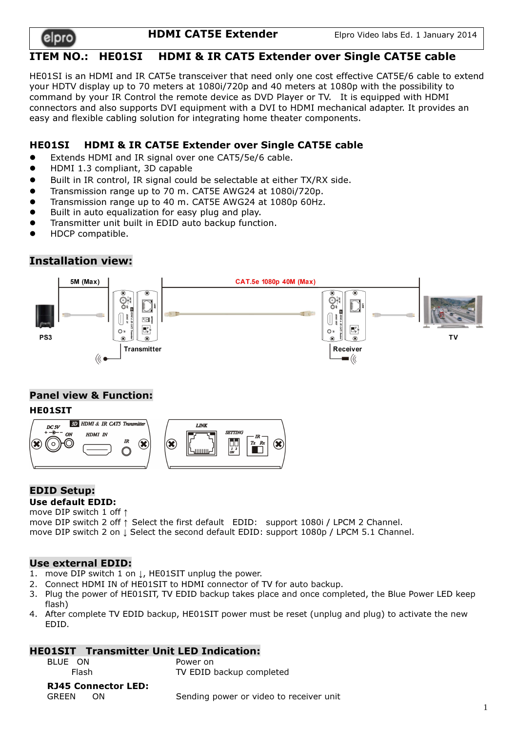# HDMI CAT5E Extender

## ITEM NO.: HE01SI HDMI & IR CAT5 Extender over Single CAT5E cable

HE01SI is an HDMI and IR CAT5e transceiver that need only one cost effective CAT5E/6 cable to extend your HDTV display up to 70 meters at 1080i/720p and 40 meters at 1080p with the possibility to command by your IR Control the remote device as DVD Player or TV. It is equipped with HDMI connectors and also supports DVI equipment with a DVI to HDMI mechanical adapter. It provides an easy and flexible cabling solution for integrating home theater components.

### HE01SI HDMI & IR CAT5E Extender over Single CAT5E cable

- Extends HDMI and IR signal over one CAT5/5e/6 cable.
- HDMI 1.3 compliant, 3D capable
- Built in IR control, IR signal could be selectable at either TX/RX side.
- Transmission range up to 70 m. CAT5E AWG24 at 1080i/720p.
- Transmission range up to 40 m. CAT5E AWG24 at 1080p 60Hz.
- Built in auto equalization for easy plug and play.
- Transmitter unit built in EDID auto backup function.
- HDCP compatible.

## Installation view:

5M (Max) CAT.5e 1080p 40M (Max)

PS3 Transmitter Receiver TV

## Panel view & Function:

**HE01SIT**

DC 5V ON HDMI IN IR — LINK SETTING IR Tx Rx

## EDID Setup:

**Use default EDID:**

move DIP switch 1 off ↑

move DIP switch 2 off ↑ Select the first default EDID: support 1080i / LPCM 2 Channel.

move DIP switch 2 on ↓ Select the second default EDID: support 1080p / LPCM 5.1 Channel.

## Use external EDID:

1. move DIP switch 1 on ↓, HE01SIT unplug the power.
2. Connect HDMI IN of HE01SIT to HDMI connector of TV for auto backup.
3. Plug the power of HE01SIT, TV EDID backup takes place and once completed, the Blue Power LED keep flash)
4. After complete TV EDID backup, HE01SIT power must be reset (unplug and plug) to activate the new EDID.

## HE01SIT Transmitter Unit LED Indication:

| | |
|---|---|
| BLUE ON | Power on |
| Flash | TV EDID backup completed |

**RJ45 Connector LED:**

| | |
|---|---|
| GREEN ON | Sending power or video to receiver unit |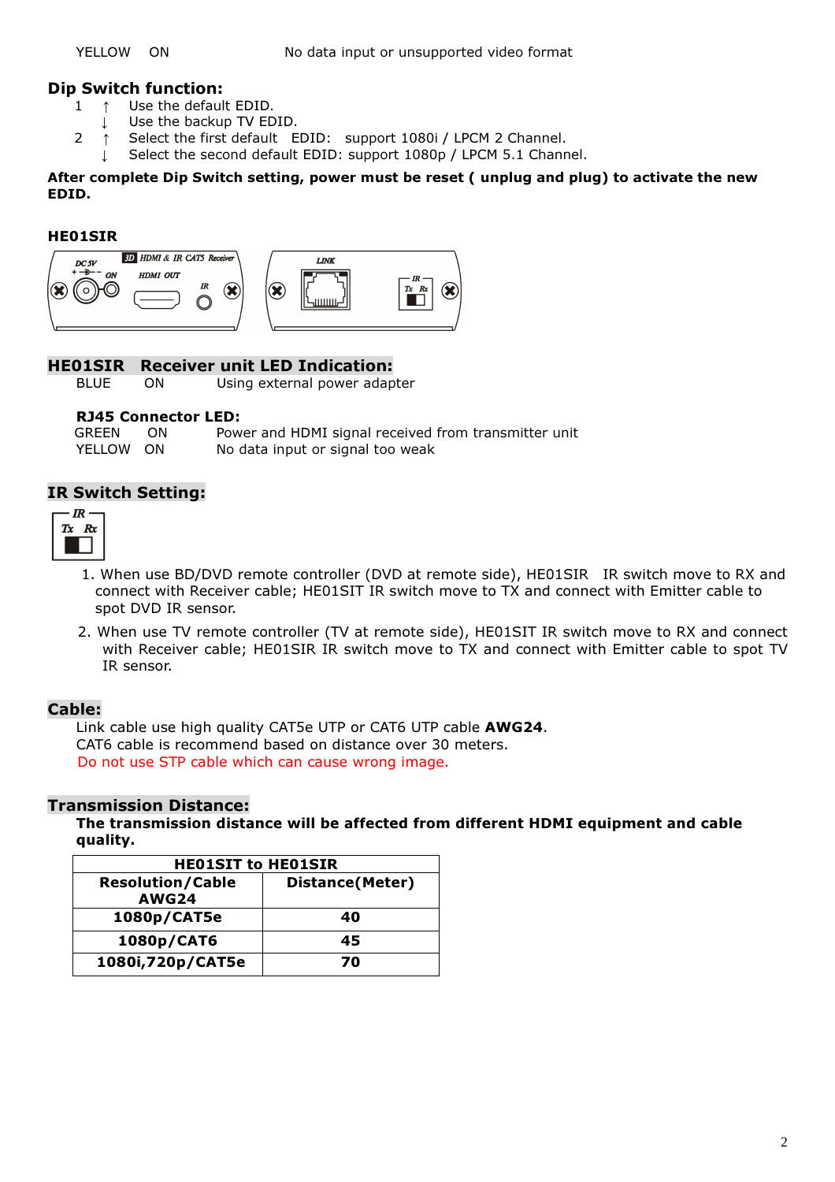YELLOW ON No data input or unsupported video format

## Dip Switch function:

1 ↑ Use the default EDID.
  ↓ Use the backup TV EDID.
2 ↑ Select the first default EDID: support 1080i / LPCM 2 Channel.
  ↓ Select the second default EDID: support 1080p / LPCM 5.1 Channel.

**After complete Dip Switch setting, power must be reset ( unplug and plug) to activate the new EDID.**

### HE01SIR

## HE01SIR Receiver unit LED Indication:

BLUE ON Using external power adapter

**RJ45 Connector LED:**

GREEN ON Power and HDMI signal received from transmitter unit
YELLOW ON No data input or signal too weak

## IR Switch Setting:

1. When use BD/DVD remote controller (DVD at remote side), HE01SIR IR switch move to RX and connect with Receiver cable; HE01SIT IR switch move to TX and connect with Emitter cable to spot DVD IR sensor.
2. When use TV remote controller (TV at remote side), HE01SIT IR switch move to RX and connect with Receiver cable; HE01SIR IR switch move to TX and connect with Emitter cable to spot TV IR sensor.

## Cable:

Link cable use high quality CAT5e UTP or CAT6 UTP cable **AWG24**.
CAT6 cable is recommend based on distance over 30 meters.
Do not use STP cable which can cause wrong image.

## Transmission Distance:

**The transmission distance will be affected from different HDMI equipment and cable quality.**

| HE01SIT to HE01SIR | |
|---|---|
| **Resolution/Cable AWG24** | **Distance(Meter)** |
| **1080p/CAT5e** | **40** |
| **1080p/CAT6** | **45** |
| **1080i,720p/CAT5e** | **70** |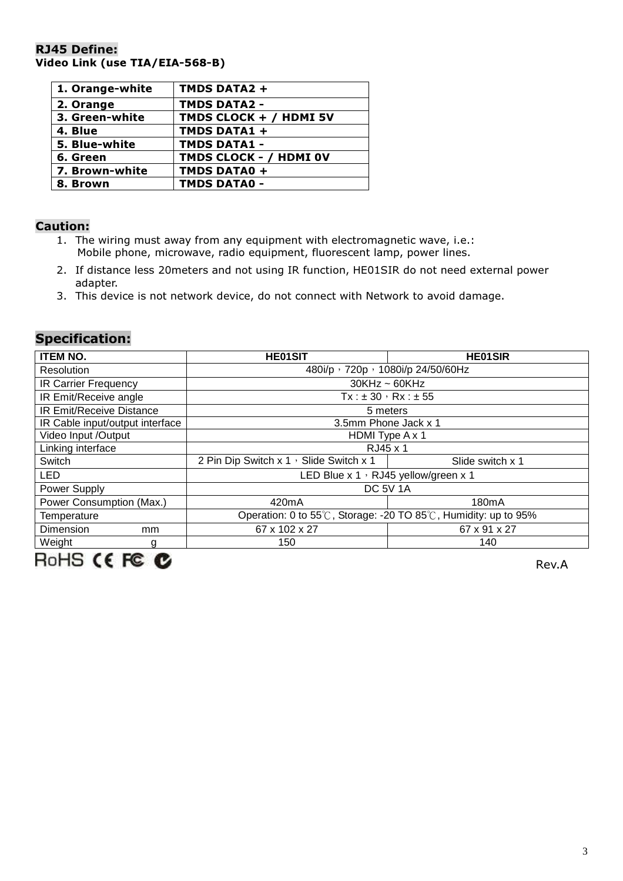## RJ45 Define:

**Video Link (use TIA/EIA-568-B)**

| | |
|---|---|
| **1. Orange-white** | **TMDS DATA2 +** |
| **2. Orange** | **TMDS DATA2 -** |
| **3. Green-white** | **TMDS CLOCK + / HDMI 5V** |
| **4. Blue** | **TMDS DATA1 +** |
| **5. Blue-white** | **TMDS DATA1 -** |
| **6. Green** | **TMDS CLOCK - / HDMI 0V** |
| **7. Brown-white** | **TMDS DATA0 +** |
| **8. Brown** | **TMDS DATA0 -** |

## Caution:

1. The wiring must away from any equipment with electromagnetic wave, i.e.: Mobile phone, microwave, radio equipment, fluorescent lamp, power lines.
2. If distance less 20meters and not using IR function, HE01SIR do not need external power adapter.
3. This device is not network device, do not connect with Network to avoid damage.

## Specification:

| ITEM NO. | HE01SIT | HE01SIR |
|---|---|---|
| Resolution | 480i/p，720p，1080i/p 24/50/60Hz | |
| IR Carrier Frequency | 30KHz ~ 60KHz | |
| IR Emit/Receive angle | Tx : ± 30，Rx : ± 55 | |
| IR Emit/Receive Distance | 5 meters | |
| IR Cable input/output interface | 3.5mm Phone Jack x 1 | |
| Video Input /Output | HDMI Type A x 1 | |
| Linking interface | RJ45 x 1 | |
| Switch | 2 Pin Dip Switch x 1，Slide Switch x 1 | Slide switch x 1 |
| LED | LED Blue x 1，RJ45 yellow/green x 1 | |
| Power Supply | DC 5V 1A | |
| Power Consumption (Max.) | 420mA | 180mA |
| Temperature | Operation: 0 to 55℃, Storage: -20 TO 85℃, Humidity: up to 95% | |
| Dimension mm | 67 x 102 x 27 | 67 x 91 x 27 |
| Weight g | 150 | 140 |

RoHS CE FC

Rev.A